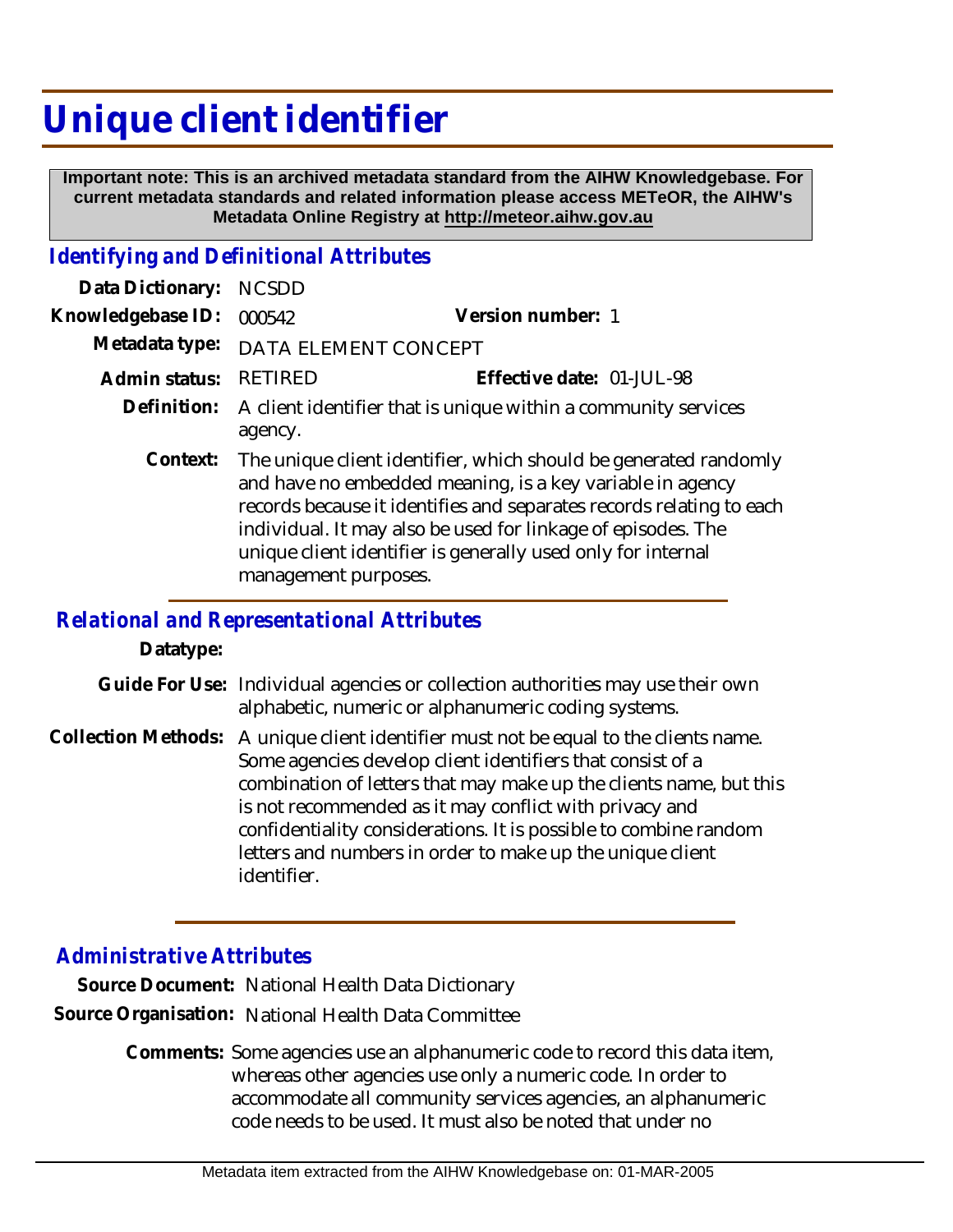# Unique client identifier

**Important note: This is an archived metadata standard from the AIHW Knowledgebase. For current metadata standards and related information please access METeOR, the AIHW's Metadata Online Registry at http://meteor.aihw.gov.au**

## *Identifying and Definitional Attributes*

**Data Dictionary:** NCSDD

**Knowledgebase ID:** 000542 **Version number:** 1

**Metadata type:** DATA ELEMENT CONCEPT

**Admin status:** RETIRED **Effective date:** 01-JUL-98

**Definition:** A client identifier that is unique within a community services agency.

**Context:** The unique client identifier, which should be generated randomly and have no embedded meaning, is a key variable in agency records because it identifies and separates records relating to each individual. It may also be used for linkage of episodes. The unique client identifier is generally used only for internal management purposes.

## *Relational and Representational Attributes*

**Datatype:**

**Guide For Use:** Individual agencies or collection authorities may use their own alphabetic, numeric or alphanumeric coding systems.

**Collection Methods:** A unique client identifier must not be equal to the clients name. Some agencies develop client identifiers that consist of a combination of letters that may make up the clients name, but this is not recommended as it may conflict with privacy and confidentiality considerations. It is possible to combine random letters and numbers in order to make up the unique client identifier.

## *Administrative Attributes*

**Source Document:** National Health Data Dictionary

**Source Organisation:** National Health Data Committee

**Comments:** Some agencies use an alphanumeric code to record this data item, whereas other agencies use only a numeric code. In order to accommodate all community services agencies, an alphanumeric code needs to be used. It must also be noted that under no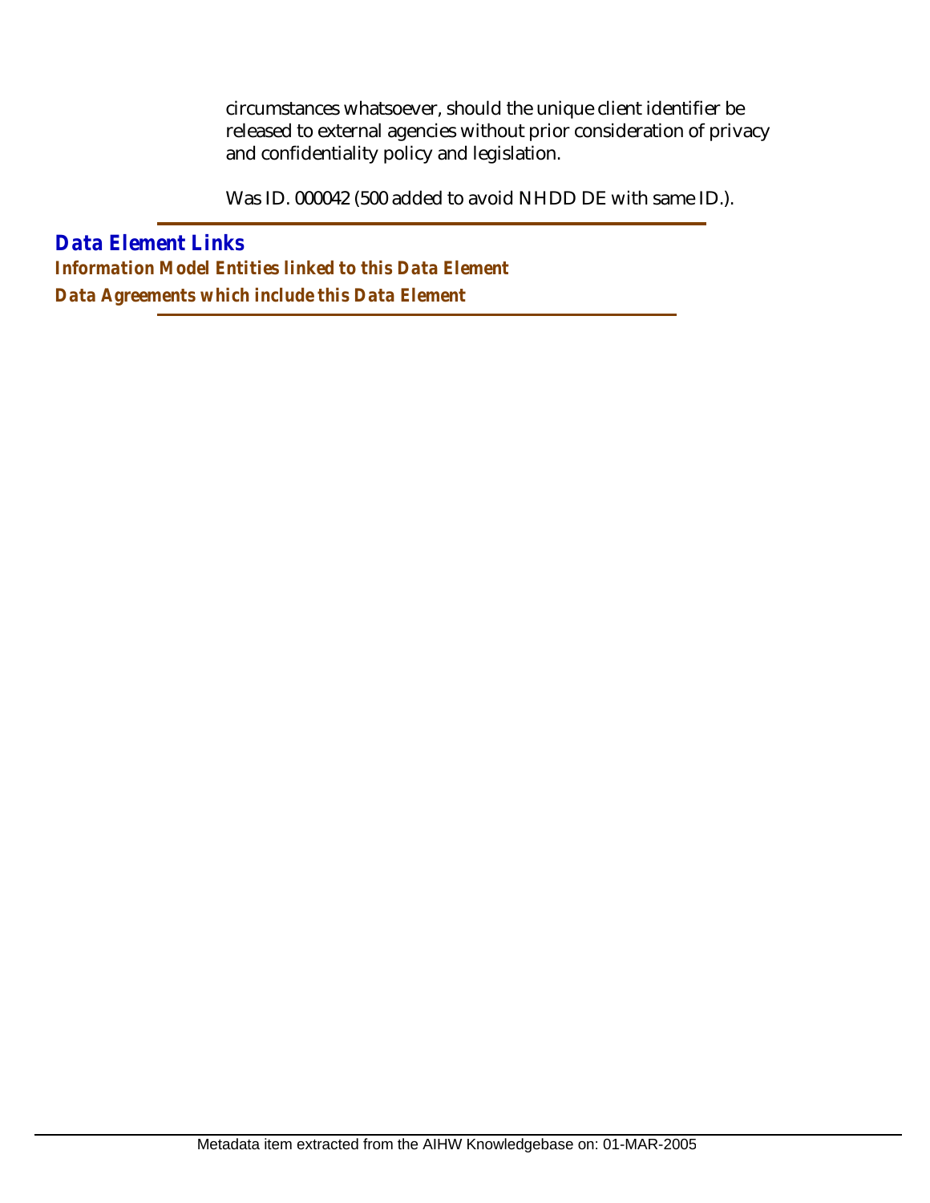circumstances whatsoever, should the unique client identifier be released to external agencies without prior consideration of privacy and confidentiality policy and legislation.

Was ID. 000042 (500 added to avoid NHDD DE with same ID.).

## Data Element Links

***Information Model Entities linked to this Data Element***

***Data Agreements which include this Data Element***

Metadata item extracted from the AIHW Knowledgebase on: 01-MAR-2005